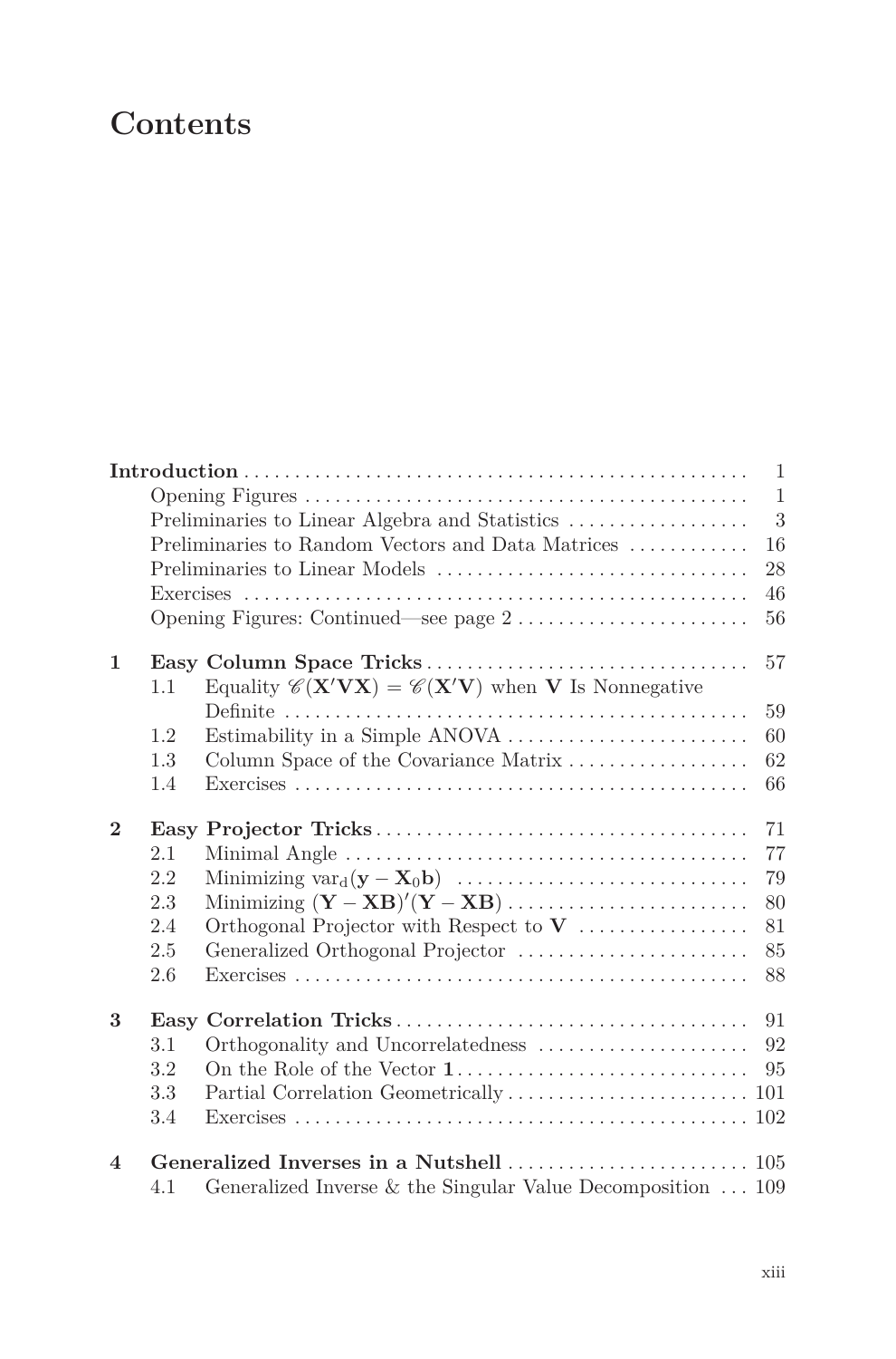# Contents

| | | | |
|---|---|---|---|
| **Introduction** | | | 1 |
| | Opening Figures | | 1 |
| | Preliminaries to Linear Algebra and Statistics | | 3 |
| | Preliminaries to Random Vectors and Data Matrices | | 16 |
| | Preliminaries to Linear Models | | 28 |
| | Exercises | | 46 |
| | Opening Figures: Continued—see page 2 | | 56 |
| **1** | **Easy Column Space Tricks** | | 57 |
| | 1.1 | Equality $\mathscr{C}(\mathbf{X}'\mathbf{V}\mathbf{X}) = \mathscr{C}(\mathbf{X}'\mathbf{V})$ when $\mathbf{V}$ Is Nonnegative Definite | 59 |
| | 1.2 | Estimability in a Simple ANOVA | 60 |
| | 1.3 | Column Space of the Covariance Matrix | 62 |
| | 1.4 | Exercises | 66 |
| **2** | **Easy Projector Tricks** | | 71 |
| | 2.1 | Minimal Angle | 77 |
| | 2.2 | Minimizing $\mathrm{var}_{\mathrm{d}}(\mathbf{y} - \mathbf{X}_0\mathbf{b})$ | 79 |
| | 2.3 | Minimizing $(\mathbf{Y} - \mathbf{XB})'(\mathbf{Y} - \mathbf{XB})$ | 80 |
| | 2.4 | Orthogonal Projector with Respect to $\mathbf{V}$ | 81 |
| | 2.5 | Generalized Orthogonal Projector | 85 |
| | 2.6 | Exercises | 88 |
| **3** | **Easy Correlation Tricks** | | 91 |
| | 3.1 | Orthogonality and Uncorrelatedness | 92 |
| | 3.2 | On the Role of the Vector $\mathbf{1}$ | 95 |
| | 3.3 | Partial Correlation Geometrically | 101 |
| | 3.4 | Exercises | 102 |
| **4** | **Generalized Inverses in a Nutshell** | | 105 |
| | 4.1 | Generalized Inverse & the Singular Value Decomposition | 109 |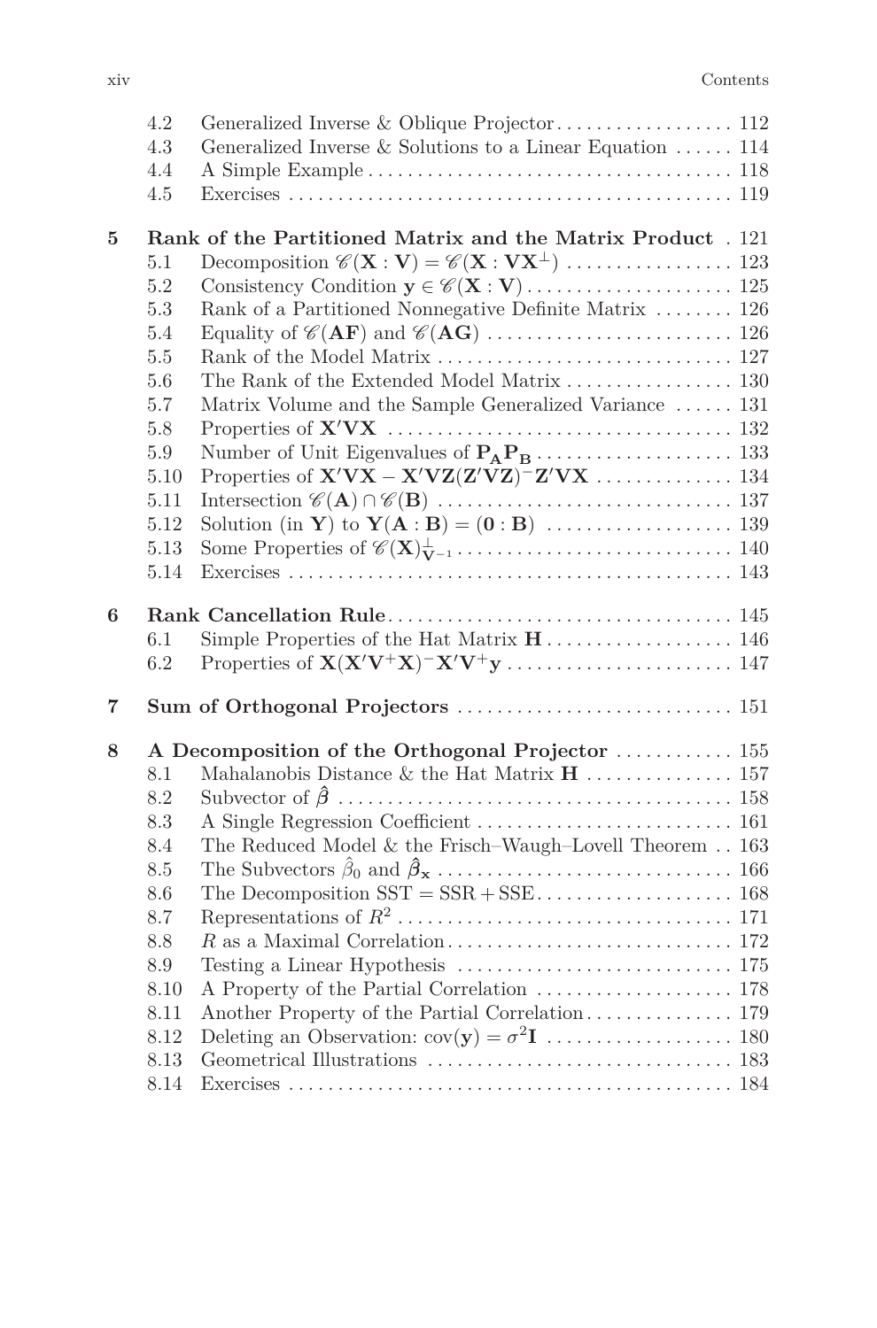4.2 Generalized Inverse & Oblique Projector . . . . . . . . . . . . . . . . . . 112
4.3 Generalized Inverse & Solutions to a Linear Equation . . . . . . 114
4.4 A Simple Example . . . . . . . . . . . . . . . . . . . . . . . . . . . . . . . . . . . . . 118
4.5 Exercises . . . . . . . . . . . . . . . . . . . . . . . . . . . . . . . . . . . . . . . . . . . . 119

**5 Rank of the Partitioned Matrix and the Matrix Product** . 121
5.1 Decomposition $\mathscr{C}(\mathbf{X} : \mathbf{V}) = \mathscr{C}(\mathbf{X} : \mathbf{V}\mathbf{X}^{\perp})$ . . . . . . . . . . . . . . . . . 123
5.2 Consistency Condition $\mathbf{y} \in \mathscr{C}(\mathbf{X} : \mathbf{V})$ . . . . . . . . . . . . . . . . . . . . . 125
5.3 Rank of a Partitioned Nonnegative Definite Matrix . . . . . . . . 126
5.4 Equality of $\mathscr{C}(\mathbf{AF})$ and $\mathscr{C}(\mathbf{AG})$ . . . . . . . . . . . . . . . . . . . . . . . . . 126
5.5 Rank of the Model Matrix . . . . . . . . . . . . . . . . . . . . . . . . . . . . . . 127
5.6 The Rank of the Extended Model Matrix . . . . . . . . . . . . . . . . . 130
5.7 Matrix Volume and the Sample Generalized Variance . . . . . . 131
5.8 Properties of $\mathbf{X}'\mathbf{V}\mathbf{X}$ . . . . . . . . . . . . . . . . . . . . . . . . . . . . . . . . . . . 132
5.9 Number of Unit Eigenvalues of $\mathbf{P_A}\mathbf{P_B}$ . . . . . . . . . . . . . . . . . . . . 133
5.10 Properties of $\mathbf{X}'\mathbf{V}\mathbf{X} - \mathbf{X}'\mathbf{V}\mathbf{Z}(\mathbf{Z}'\mathbf{V}\mathbf{Z})^{-}\mathbf{Z}'\mathbf{V}\mathbf{X}$ . . . . . . . . . . . . . . 134
5.11 Intersection $\mathscr{C}(\mathbf{A}) \cap \mathscr{C}(\mathbf{B})$ . . . . . . . . . . . . . . . . . . . . . . . . . . . . . . 137
5.12 Solution (in $\mathbf{Y}$) to $\mathbf{Y}(\mathbf{A} : \mathbf{B}) = (\mathbf{0} : \mathbf{B})$ . . . . . . . . . . . . . . . . . . . 139
5.13 Some Properties of $\mathscr{C}(\mathbf{X})^{\perp}_{\mathbf{V}^{-1}}$ . . . . . . . . . . . . . . . . . . . . . . . . . . . . 140
5.14 Exercises . . . . . . . . . . . . . . . . . . . . . . . . . . . . . . . . . . . . . . . . . . . . 143

**6 Rank Cancellation Rule** . . . . . . . . . . . . . . . . . . . . . . . . . . . . . . . . . . . 145
6.1 Simple Properties of the Hat Matrix $\mathbf{H}$ . . . . . . . . . . . . . . . . . . . 146
6.2 Properties of $\mathbf{X}(\mathbf{X}'\mathbf{V}^{+}\mathbf{X})^{-}\mathbf{X}'\mathbf{V}^{+}\mathbf{y}$ . . . . . . . . . . . . . . . . . . . . . . . 147

**7 Sum of Orthogonal Projectors** . . . . . . . . . . . . . . . . . . . . . . . . . . . . 151

**8 A Decomposition of the Orthogonal Projector** . . . . . . . . . . . . 155
8.1 Mahalanobis Distance & the Hat Matrix $\mathbf{H}$ . . . . . . . . . . . . . . . 157
8.2 Subvector of $\hat{\boldsymbol{\beta}}$ . . . . . . . . . . . . . . . . . . . . . . . . . . . . . . . . . . . . . . . 158
8.3 A Single Regression Coefficient . . . . . . . . . . . . . . . . . . . . . . . . . . 161
8.4 The Reduced Model & the Frisch–Waugh–Lovell Theorem . . 163
8.5 The Subvectors $\hat{\beta}_0$ and $\hat{\boldsymbol{\beta}}_{\mathbf{x}}$ . . . . . . . . . . . . . . . . . . . . . . . . . . . . . . 166
8.6 The Decomposition $\mathrm{SST} = \mathrm{SSR} + \mathrm{SSE}$ . . . . . . . . . . . . . . . . . . . . 168
8.7 Representations of $R^2$ . . . . . . . . . . . . . . . . . . . . . . . . . . . . . . . . . . 171
8.8 $R$ as a Maximal Correlation . . . . . . . . . . . . . . . . . . . . . . . . . . . . . 172
8.9 Testing a Linear Hypothesis . . . . . . . . . . . . . . . . . . . . . . . . . . . . 175
8.10 A Property of the Partial Correlation . . . . . . . . . . . . . . . . . . . . 178
8.11 Another Property of the Partial Correlation . . . . . . . . . . . . . . . 179
8.12 Deleting an Observation: $\mathrm{cov}(\mathbf{y}) = \sigma^2\mathbf{I}$ . . . . . . . . . . . . . . . . . . . 180
8.13 Geometrical Illustrations . . . . . . . . . . . . . . . . . . . . . . . . . . . . . . . . 183
8.14 Exercises . . . . . . . . . . . . . . . . . . . . . . . . . . . . . . . . . . . . . . . . . . . . 184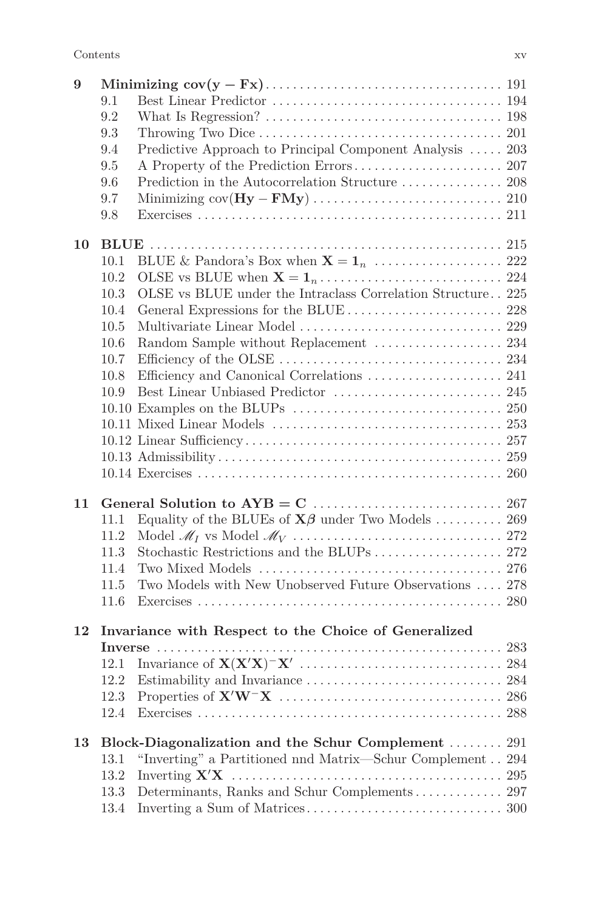**9 Minimizing $\mathrm{cov}(\mathbf{y} - \mathbf{Fx})$** ... 191
- 9.1 Best Linear Predictor ... 194
- 9.2 What Is Regression? ... 198
- 9.3 Throwing Two Dice ... 201
- 9.4 Predictive Approach to Principal Component Analysis ... 203
- 9.5 A Property of the Prediction Errors ... 207
- 9.6 Prediction in the Autocorrelation Structure ... 208
- 9.7 Minimizing $\mathrm{cov}(\mathbf{Hy} - \mathbf{FMy})$ ... 210
- 9.8 Exercises ... 211

**10 BLUE** ... 215
- 10.1 BLUE & Pandora's Box when $\mathbf{X} = \mathbf{1}_n$ ... 222
- 10.2 OLSE vs BLUE when $\mathbf{X} = \mathbf{1}_n$ ... 224
- 10.3 OLSE vs BLUE under the Intraclass Correlation Structure ... 225
- 10.4 General Expressions for the BLUE ... 228
- 10.5 Multivariate Linear Model ... 229
- 10.6 Random Sample without Replacement ... 234
- 10.7 Efficiency of the OLSE ... 234
- 10.8 Efficiency and Canonical Correlations ... 241
- 10.9 Best Linear Unbiased Predictor ... 245
- 10.10 Examples on the BLUPs ... 250
- 10.11 Mixed Linear Models ... 253
- 10.12 Linear Sufficiency ... 257
- 10.13 Admissibility ... 259
- 10.14 Exercises ... 260

**11 General Solution to $\mathbf{AYB} = \mathbf{C}$** ... 267
- 11.1 Equality of the BLUEs of $\mathbf{X}\boldsymbol{\beta}$ under Two Models ... 269
- 11.2 Model $\mathscr{M}_I$ vs Model $\mathscr{M}_V$ ... 272
- 11.3 Stochastic Restrictions and the BLUPs ... 272
- 11.4 Two Mixed Models ... 276
- 11.5 Two Models with New Unobserved Future Observations ... 278
- 11.6 Exercises ... 280

**12 Invariance with Respect to the Choice of Generalized Inverse** ... 283
- 12.1 Invariance of $\mathbf{X}(\mathbf{X}'\mathbf{X})^{-}\mathbf{X}'$ ... 284
- 12.2 Estimability and Invariance ... 284
- 12.3 Properties of $\mathbf{X}'\mathbf{W}^{-}\mathbf{X}$ ... 286
- 12.4 Exercises ... 288

**13 Block-Diagonalization and the Schur Complement** ... 291
- 13.1 "Inverting" a Partitioned nnd Matrix—Schur Complement ... 294
- 13.2 Inverting $\mathbf{X}'\mathbf{X}$ ... 295
- 13.3 Determinants, Ranks and Schur Complements ... 297
- 13.4 Inverting a Sum of Matrices ... 300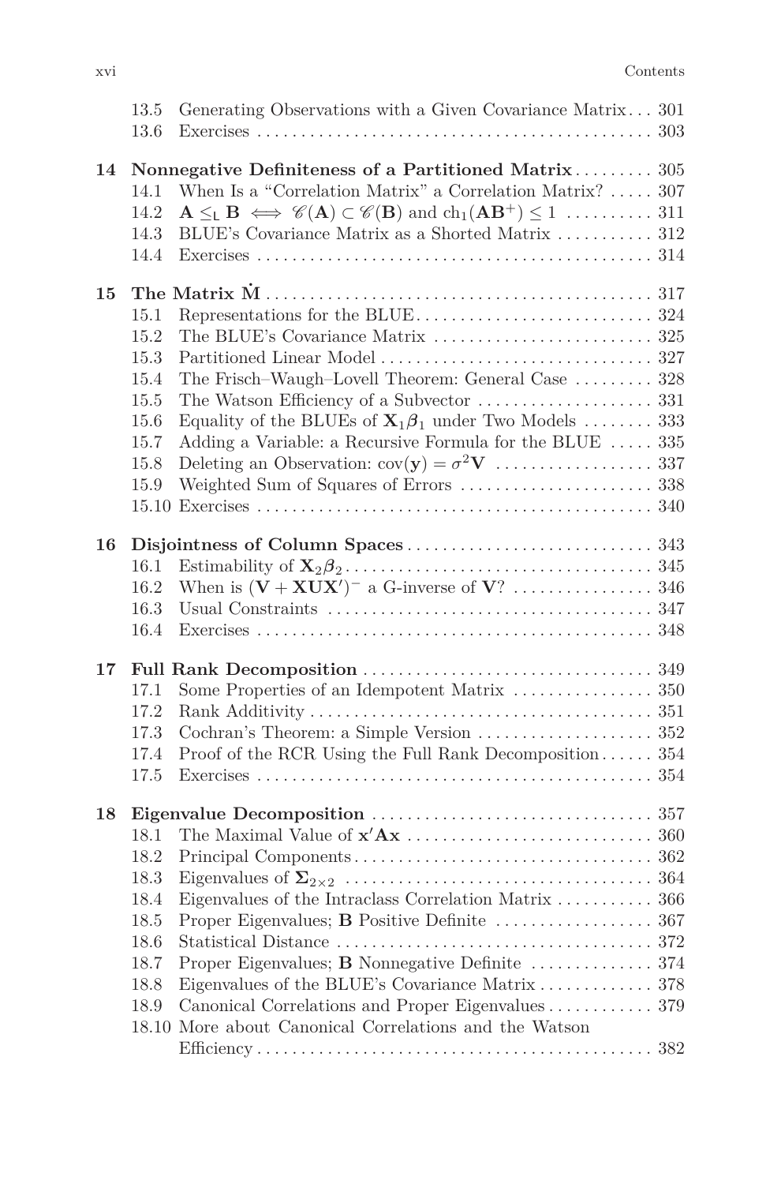13.5 Generating Observations with a Given Covariance Matrix ... 301
13.6 Exercises ... 303

**14 Nonnegative Definiteness of a Partitioned Matrix** ... 305
14.1 When Is a "Correlation Matrix" a Correlation Matrix? ... 307
14.2 $\mathbf{A} \leq_{\mathsf{L}} \mathbf{B} \iff \mathscr{C}(\mathbf{A}) \subset \mathscr{C}(\mathbf{B})$ and $\mathrm{ch}_1(\mathbf{A}\mathbf{B}^+) \leq 1$ ... 311
14.3 BLUE's Covariance Matrix as a Shorted Matrix ... 312
14.4 Exercises ... 314

**15 The Matrix $\dot{\mathbf{M}}$** ... 317
15.1 Representations for the BLUE ... 324
15.2 The BLUE's Covariance Matrix ... 325
15.3 Partitioned Linear Model ... 327
15.4 The Frisch–Waugh–Lovell Theorem: General Case ... 328
15.5 The Watson Efficiency of a Subvector ... 331
15.6 Equality of the BLUEs of $\mathbf{X}_1\boldsymbol{\beta}_1$ under Two Models ... 333
15.7 Adding a Variable: a Recursive Formula for the BLUE ... 335
15.8 Deleting an Observation: $\mathrm{cov}(\mathbf{y}) = \sigma^2\mathbf{V}$ ... 337
15.9 Weighted Sum of Squares of Errors ... 338
15.10 Exercises ... 340

**16 Disjointness of Column Spaces** ... 343
16.1 Estimability of $\mathbf{X}_2\boldsymbol{\beta}_2$ ... 345
16.2 When is $(\mathbf{V} + \mathbf{X}\mathbf{U}\mathbf{X}')^-$ a G-inverse of $\mathbf{V}$? ... 346
16.3 Usual Constraints ... 347
16.4 Exercises ... 348

**17 Full Rank Decomposition** ... 349
17.1 Some Properties of an Idempotent Matrix ... 350
17.2 Rank Additivity ... 351
17.3 Cochran's Theorem: a Simple Version ... 352
17.4 Proof of the RCR Using the Full Rank Decomposition ... 354
17.5 Exercises ... 354

**18 Eigenvalue Decomposition** ... 357
18.1 The Maximal Value of $\mathbf{x}'\mathbf{A}\mathbf{x}$ ... 360
18.2 Principal Components ... 362
18.3 Eigenvalues of $\boldsymbol{\Sigma}_{2\times 2}$ ... 364
18.4 Eigenvalues of the Intraclass Correlation Matrix ... 366
18.5 Proper Eigenvalues; **B** Positive Definite ... 367
18.6 Statistical Distance ... 372
18.7 Proper Eigenvalues; **B** Nonnegative Definite ... 374
18.8 Eigenvalues of the BLUE's Covariance Matrix ... 378
18.9 Canonical Correlations and Proper Eigenvalues ... 379
18.10 More about Canonical Correlations and the Watson Efficiency ... 382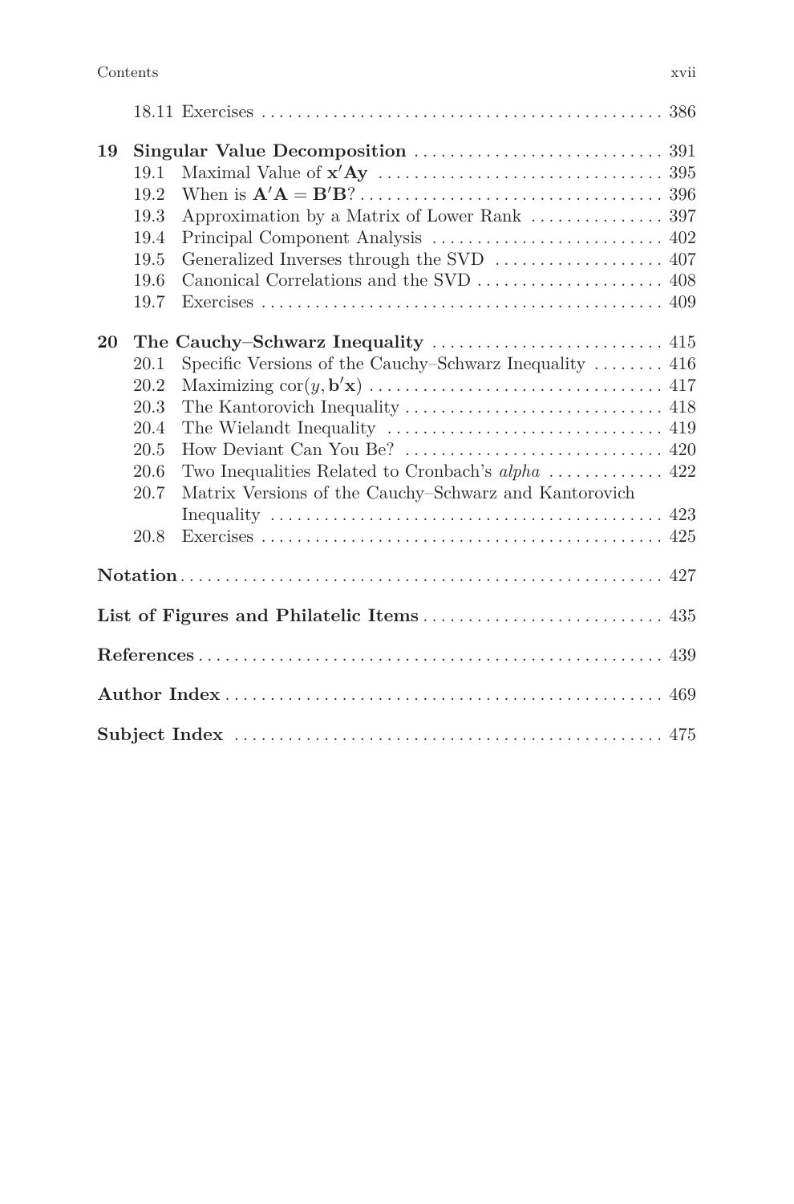18.11 Exercises ... 386

**19 Singular Value Decomposition** ... 391
- 19.1 Maximal Value of $\mathbf{x}'\mathbf{A}\mathbf{y}$ ... 395
- 19.2 When is $\mathbf{A}'\mathbf{A} = \mathbf{B}'\mathbf{B}$? ... 396
- 19.3 Approximation by a Matrix of Lower Rank ... 397
- 19.4 Principal Component Analysis ... 402
- 19.5 Generalized Inverses through the SVD ... 407
- 19.6 Canonical Correlations and the SVD ... 408
- 19.7 Exercises ... 409

**20 The Cauchy–Schwarz Inequality** ... 415
- 20.1 Specific Versions of the Cauchy–Schwarz Inequality ... 416
- 20.2 Maximizing $\operatorname{cor}(y, \mathbf{b}'\mathbf{x})$ ... 417
- 20.3 The Kantorovich Inequality ... 418
- 20.4 The Wielandt Inequality ... 419
- 20.5 How Deviant Can You Be? ... 420
- 20.6 Two Inequalities Related to Cronbach's *alpha* ... 422
- 20.7 Matrix Versions of the Cauchy–Schwarz and Kantorovich Inequality ... 423
- 20.8 Exercises ... 425

**Notation** ... 427

**List of Figures and Philatelic Items** ... 435

**References** ... 439

**Author Index** ... 469

**Subject Index** ... 475